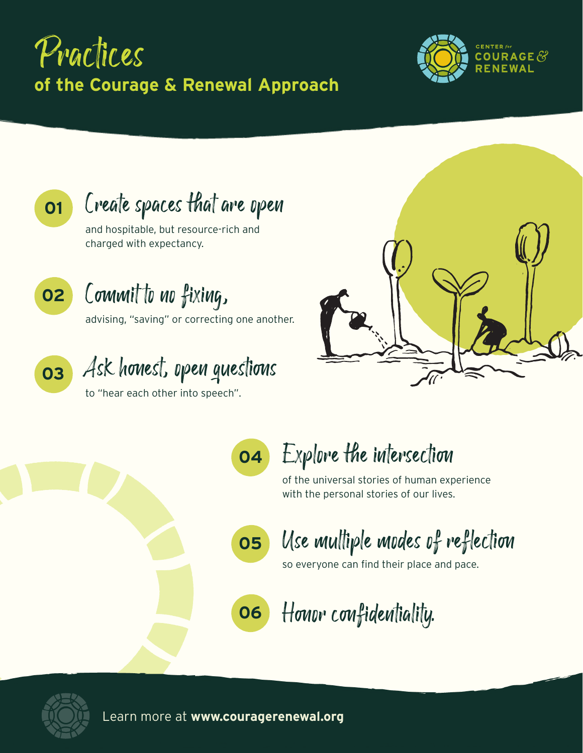# Practices

## of the Course & Renewal Approach

CENTER for COURAGE & RENEWAL

**01** **Create spaces that are open** and hospitable, but resource-rich and charged with expectancy.

**02** **Commit to no fixing,** advising, "saving" or correcting one another.

**03** **Ask honest, open questions** to "hear each other into speech".

**04** **Explore the intersection** of the universal stories of human experience with the personal stories of our lives.

**05** **Use multiple modes of reflection** so everyone can find their place and pace.

**06** **Honor confidentiality.**

Learn more at **www.couragerenewal.org**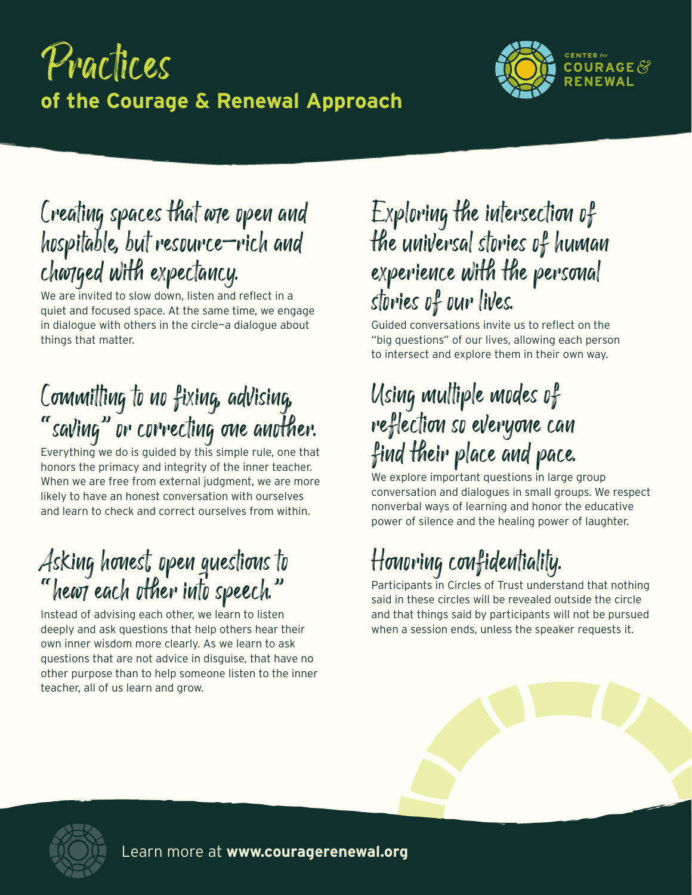# Practices

## of the Course & Renewal Approach

CENTER for COURAGE & RENEWAL

### Creating spaces that are open and hospitable, but resource-rich and charged with expectancy.

We are invited to slow down, listen and reflect in a quiet and focused space. At the same time, we engage in dialogue with others in the circle—a dialogue about things that matter.

### Committing to no fixing, advising, "saving" or correcting one another.

Everything we do is guided by this simple rule, one that honors the primacy and integrity of the inner teacher. When we are free from external judgment, we are more likely to have an honest conversation with ourselves and learn to check and correct ourselves from within.

### Asking honest, open questions to "hear each other into speech."

Instead of advising each other, we learn to listen deeply and ask questions that help others hear their own inner wisdom more clearly. As we learn to ask questions that are not advice in disguise, that have no other purpose than to help someone listen to the inner teacher, all of us learn and grow.

### Exploring the intersection of the universal stories of human experience with the personal stories of our lives.

Guided conversations invite us to reflect on the "big questions" of our lives, allowing each person to intersect and explore them in their own way.

### Using multiple modes of reflection so everyone can find their place and pace.

We explore important questions in large group conversation and dialogues in small groups. We respect nonverbal ways of learning and honor the educative power of silence and the healing power of laughter.

### Honoring confidentiality.

Participants in Circles of Trust understand that nothing said in these circles will be revealed outside the circle and that things said by participants will not be pursued when a session ends, unless the speaker requests it.

Learn more at **www.couragerenewal.org**